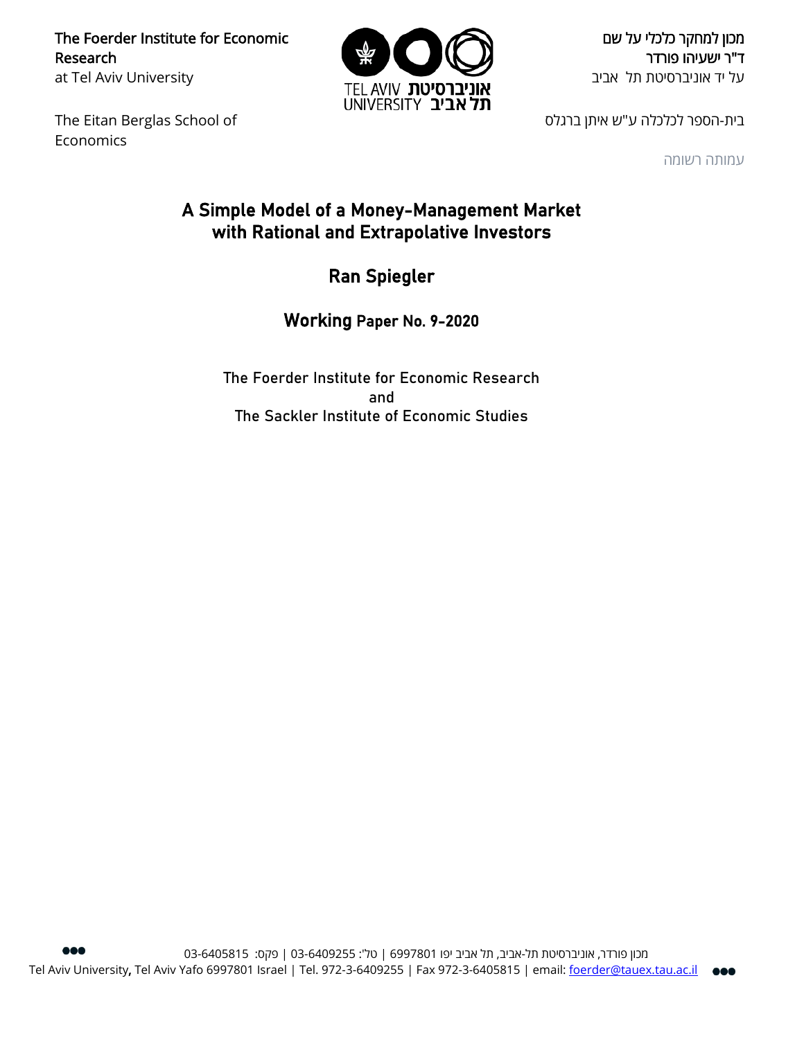The Foerder Institute for Economic Research
at Tel Aviv University

מכון למחקר כלכלי על שם
ד"ר ישעיהו פורדר
על יד אוניברסיטת תל אביב

TEL AVIV UNIVERSITY אוניברסיטת תל אביב

The Eitan Berglas School of Economics

בית-הספר לכלכלה ע"ש איתן ברגלס

עמותה רשומה

# A Simple Model of a Money-Management Market with Rational and Extrapolative Investors

## Ran Spiegler

### Working Paper No. 9-2020

The Foerder Institute for Economic Research
and
The Sackler Institute of Economic Studies

מכון פורדר, אוניברסיטת תל-אביב, תל אביב יפו 6997801 | טל': 03-6409255 | פקס: 03-6405815

Tel Aviv University, Tel Aviv Yafo 6997801 Israel | Tel. 972-3-6409255 | Fax 972-3-6405815 | email: foerder@tauex.tau.ac.il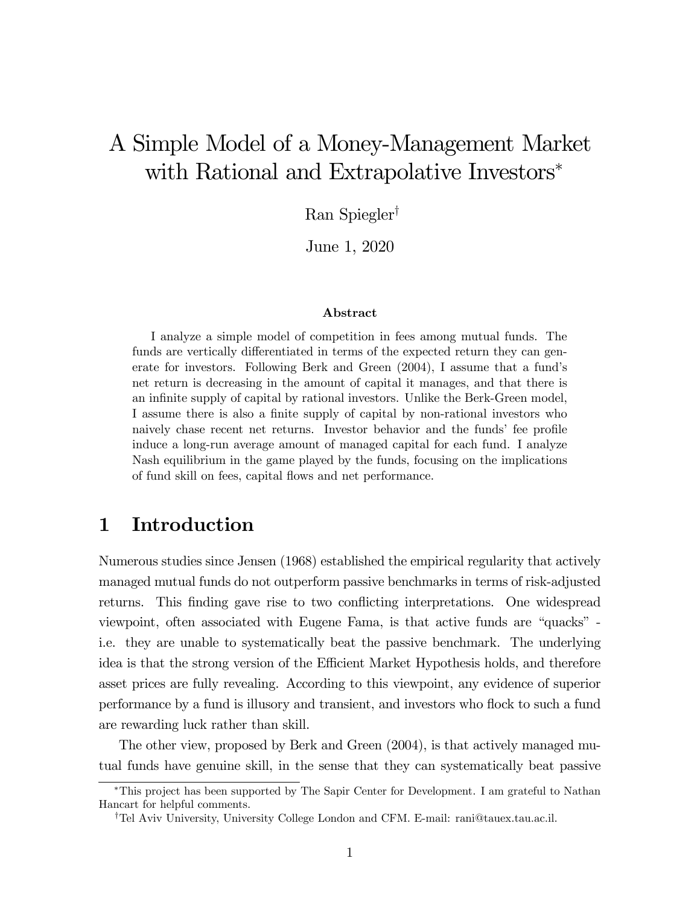# A Simple Model of a Money-Management Market with Rational and Extrapolative Investors[*]

Ran Spiegler[†]

June 1, 2020

### Abstract

I analyze a simple model of competition in fees among mutual funds. The funds are vertically differentiated in terms of the expected return they can generate for investors. Following Berk and Green (2004), I assume that a fund's net return is decreasing in the amount of capital it manages, and that there is an infinite supply of capital by rational investors. Unlike the Berk-Green model, I assume there is also a finite supply of capital by non-rational investors who naively chase recent net returns. Investor behavior and the funds' fee profile induce a long-run average amount of managed capital for each fund. I analyze Nash equilibrium in the game played by the funds, focusing on the implications of fund skill on fees, capital flows and net performance.

## 1 Introduction

Numerous studies since Jensen (1968) established the empirical regularity that actively managed mutual funds do not outperform passive benchmarks in terms of risk-adjusted returns. This finding gave rise to two conflicting interpretations. One widespread viewpoint, often associated with Eugene Fama, is that active funds are "quacks" - i.e. they are unable to systematically beat the passive benchmark. The underlying idea is that the strong version of the Efficient Market Hypothesis holds, and therefore asset prices are fully revealing. According to this viewpoint, any evidence of superior performance by a fund is illusory and transient, and investors who flock to such a fund are rewarding luck rather than skill.

The other view, proposed by Berk and Green (2004), is that actively managed mutual funds have genuine skill, in the sense that they can systematically beat passive

[*]This project has been supported by The Sapir Center for Development. I am grateful to Nathan Hancart for helpful comments.

[†]Tel Aviv University, University College London and CFM. E-mail: rani@tauex.tau.ac.il.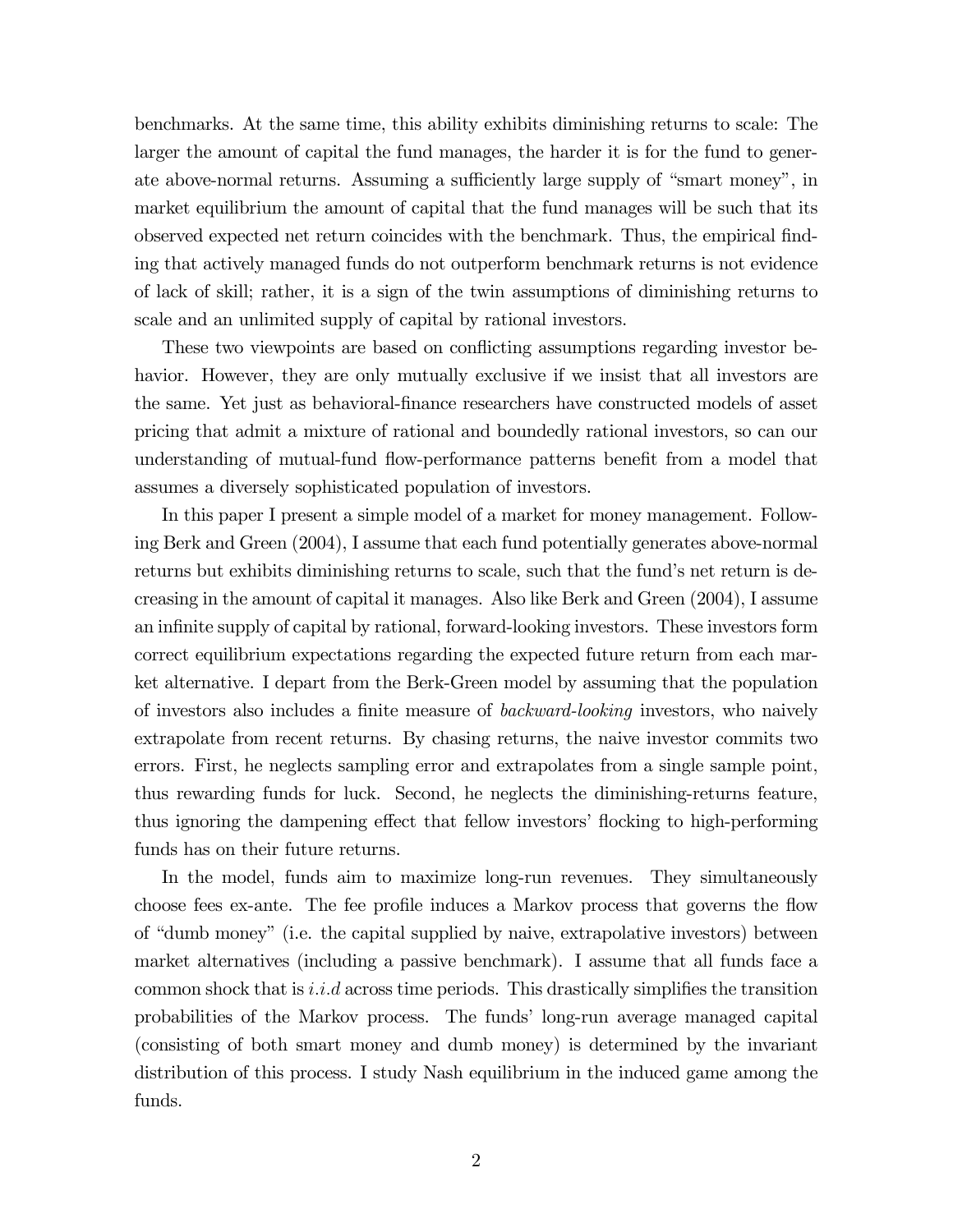benchmarks. At the same time, this ability exhibits diminishing returns to scale: The larger the amount of capital the fund manages, the harder it is for the fund to generate above-normal returns. Assuming a sufficiently large supply of "smart money", in market equilibrium the amount of capital that the fund manages will be such that its observed expected net return coincides with the benchmark. Thus, the empirical finding that actively managed funds do not outperform benchmark returns is not evidence of lack of skill; rather, it is a sign of the twin assumptions of diminishing returns to scale and an unlimited supply of capital by rational investors.

These two viewpoints are based on conflicting assumptions regarding investor behavior. However, they are only mutually exclusive if we insist that all investors are the same. Yet just as behavioral-finance researchers have constructed models of asset pricing that admit a mixture of rational and boundedly rational investors, so can our understanding of mutual-fund flow-performance patterns benefit from a model that assumes a diversely sophisticated population of investors.

In this paper I present a simple model of a market for money management. Following Berk and Green (2004), I assume that each fund potentially generates above-normal returns but exhibits diminishing returns to scale, such that the fund's net return is decreasing in the amount of capital it manages. Also like Berk and Green (2004), I assume an infinite supply of capital by rational, forward-looking investors. These investors form correct equilibrium expectations regarding the expected future return from each market alternative. I depart from the Berk-Green model by assuming that the population of investors also includes a finite measure of *backward-looking* investors, who naively extrapolate from recent returns. By chasing returns, the naive investor commits two errors. First, he neglects sampling error and extrapolates from a single sample point, thus rewarding funds for luck. Second, he neglects the diminishing-returns feature, thus ignoring the dampening effect that fellow investors' flocking to high-performing funds has on their future returns.

In the model, funds aim to maximize long-run revenues. They simultaneously choose fees ex-ante. The fee profile induces a Markov process that governs the flow of "dumb money" (i.e. the capital supplied by naive, extrapolative investors) between market alternatives (including a passive benchmark). I assume that all funds face a common shock that is *i.i.d* across time periods. This drastically simplifies the transition probabilities of the Markov process. The funds' long-run average managed capital (consisting of both smart money and dumb money) is determined by the invariant distribution of this process. I study Nash equilibrium in the induced game among the funds.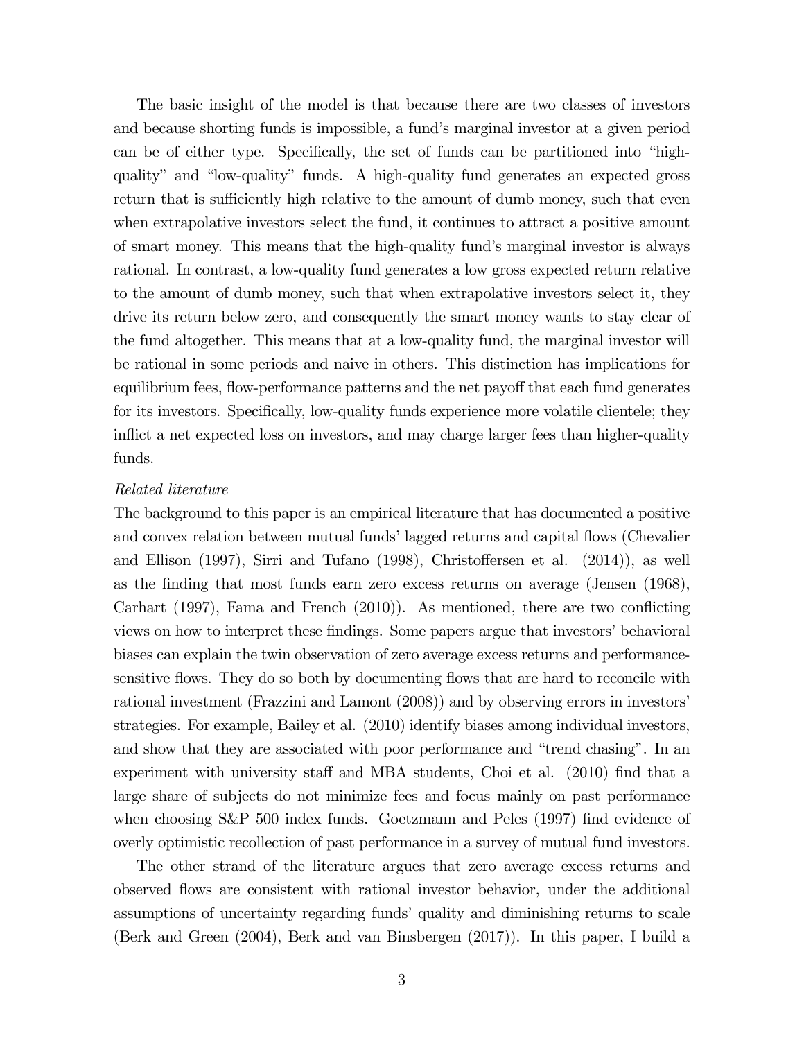The basic insight of the model is that because there are two classes of investors and because shorting funds is impossible, a fund's marginal investor at a given period can be of either type. Specifically, the set of funds can be partitioned into "high-quality" and "low-quality" funds. A high-quality fund generates an expected gross return that is sufficiently high relative to the amount of dumb money, such that even when extrapolative investors select the fund, it continues to attract a positive amount of smart money. This means that the high-quality fund's marginal investor is always rational. In contrast, a low-quality fund generates a low gross expected return relative to the amount of dumb money, such that when extrapolative investors select it, they drive its return below zero, and consequently the smart money wants to stay clear of the fund altogether. This means that at a low-quality fund, the marginal investor will be rational in some periods and naive in others. This distinction has implications for equilibrium fees, flow-performance patterns and the net payoff that each fund generates for its investors. Specifically, low-quality funds experience more volatile clientele; they inflict a net expected loss on investors, and may charge larger fees than higher-quality funds.

*Related literature*

The background to this paper is an empirical literature that has documented a positive and convex relation between mutual funds' lagged returns and capital flows (Chevalier and Ellison (1997), Sirri and Tufano (1998), Christoffersen et al. (2014)), as well as the finding that most funds earn zero excess returns on average (Jensen (1968), Carhart (1997), Fama and French (2010)). As mentioned, there are two conflicting views on how to interpret these findings. Some papers argue that investors' behavioral biases can explain the twin observation of zero average excess returns and performance-sensitive flows. They do so both by documenting flows that are hard to reconcile with rational investment (Frazzini and Lamont (2008)) and by observing errors in investors' strategies. For example, Bailey et al. (2010) identify biases among individual investors, and show that they are associated with poor performance and "trend chasing". In an experiment with university staff and MBA students, Choi et al. (2010) find that a large share of subjects do not minimize fees and focus mainly on past performance when choosing S&P 500 index funds. Goetzmann and Peles (1997) find evidence of overly optimistic recollection of past performance in a survey of mutual fund investors.

The other strand of the literature argues that zero average excess returns and observed flows are consistent with rational investor behavior, under the additional assumptions of uncertainty regarding funds' quality and diminishing returns to scale (Berk and Green (2004), Berk and van Binsbergen (2017)). In this paper, I build a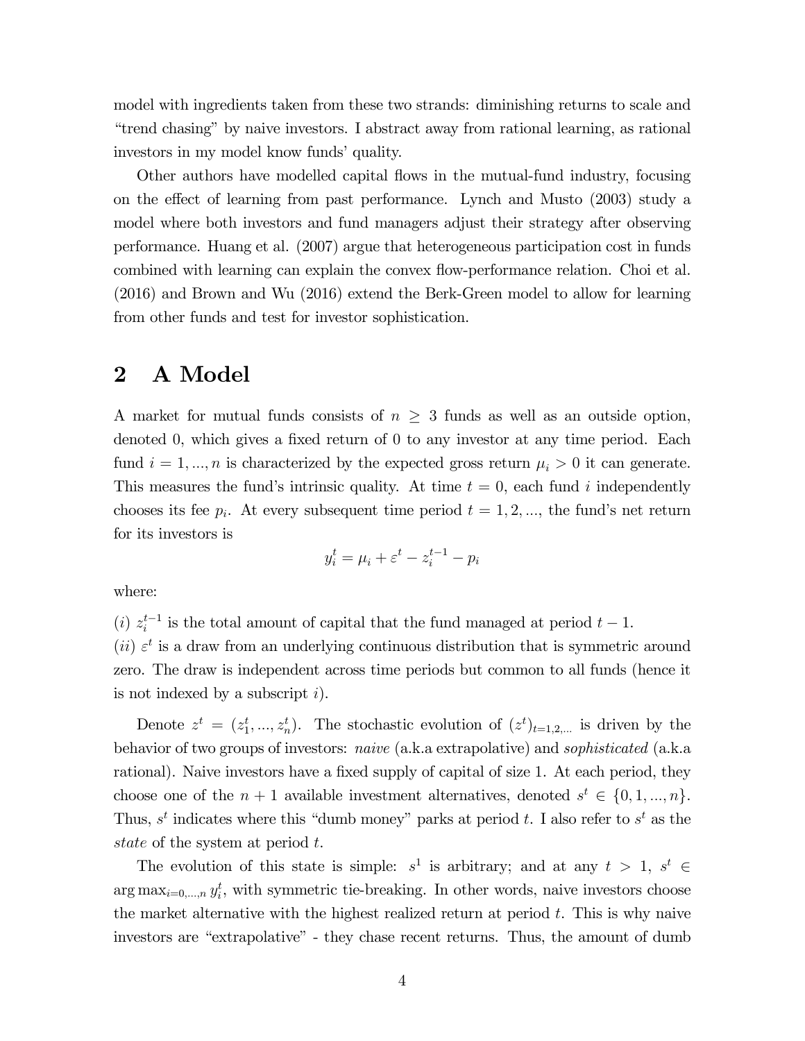model with ingredients taken from these two strands: diminishing returns to scale and "trend chasing" by naive investors. I abstract away from rational learning, as rational investors in my model know funds' quality.

Other authors have modelled capital flows in the mutual-fund industry, focusing on the effect of learning from past performance. Lynch and Musto (2003) study a model where both investors and fund managers adjust their strategy after observing performance. Huang et al. (2007) argue that heterogeneous participation cost in funds combined with learning can explain the convex flow-performance relation. Choi et al. (2016) and Brown and Wu (2016) extend the Berk-Green model to allow for learning from other funds and test for investor sophistication.

## 2 A Model

A market for mutual funds consists of $n \geq 3$ funds as well as an outside option, denoted 0, which gives a fixed return of 0 to any investor at any time period. Each fund $i = 1, ..., n$ is characterized by the expected gross return $\mu_i > 0$ it can generate. This measures the fund's intrinsic quality. At time $t = 0$, each fund $i$ independently chooses its fee $p_i$. At every subsequent time period $t = 1, 2, ...$, the fund's net return for its investors is

$$y_i^t = \mu_i + \varepsilon^t - z_i^{t-1} - p_i$$

where:

$(i)$ $z_i^{t-1}$ is the total amount of capital that the fund managed at period $t-1$.
$(ii)$ $\varepsilon^t$ is a draw from an underlying continuous distribution that is symmetric around zero. The draw is independent across time periods but common to all funds (hence it is not indexed by a subscript $i$).

Denote $z^t = (z_1^t, ..., z_n^t)$. The stochastic evolution of $(z^t)_{t=1,2,...}$ is driven by the behavior of two groups of investors: *naive* (a.k.a extrapolative) and *sophisticated* (a.k.a rational). Naive investors have a fixed supply of capital of size 1. At each period, they choose one of the $n+1$ available investment alternatives, denoted $s^t \in \{0, 1, ..., n\}$. Thus, $s^t$ indicates where this "dumb money" parks at period $t$. I also refer to $s^t$ as the *state* of the system at period $t$.

The evolution of this state is simple: $s^1$ is arbitrary; and at any $t > 1$, $s^t \in \arg\max_{i=0,...,n} y_i^t$, with symmetric tie-breaking. In other words, naive investors choose the market alternative with the highest realized return at period $t$. This is why naive investors are "extrapolative" - they chase recent returns. Thus, the amount of dumb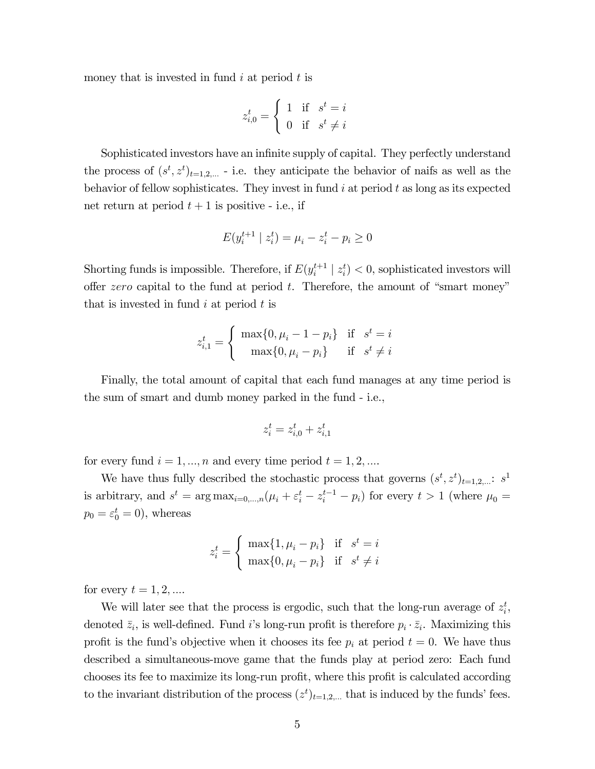money that is invested in fund $i$ at period $t$ is

$$z_{i,0}^t = \begin{cases} 1 & \text{if} \quad s^t = i \\ 0 & \text{if} \quad s^t \neq i \end{cases}$$

Sophisticated investors have an infinite supply of capital. They perfectly understand the process of $(s^t, z^t)_{t=1,2,...}$ - i.e. they anticipate the behavior of naifs as well as the behavior of fellow sophisticates. They invest in fund $i$ at period $t$ as long as its expected net return at period $t+1$ is positive - i.e., if

$$E(y_i^{t+1} \mid z_i^t) = \mu_i - z_i^t - p_i \geq 0$$

Shorting funds is impossible. Therefore, if $E(y_i^{t+1} \mid z_i^t) < 0$, sophisticated investors will offer *zero* capital to the fund at period $t$. Therefore, the amount of "smart money" that is invested in fund $i$ at period $t$ is

$$z_{i,1}^t = \begin{cases} \max\{0, \mu_i - 1 - p_i\} & \text{if} \quad s^t = i \\ \max\{0, \mu_i - p_i\} & \text{if} \quad s^t \neq i \end{cases}$$

Finally, the total amount of capital that each fund manages at any time period is the sum of smart and dumb money parked in the fund - i.e.,

$$z_i^t = z_{i,0}^t + z_{i,1}^t$$

for every fund $i = 1, ..., n$ and every time period $t = 1, 2, ....$

We have thus fully described the stochastic process that governs $(s^t, z^t)_{t=1,2,...}$: $s^1$ is arbitrary, and $s^t = \arg\max_{i=0,...,n}(\mu_i + \varepsilon_i^t - z_i^{t-1} - p_i)$ for every $t > 1$ (where $\mu_0 = p_0 = \varepsilon_0^t = 0$), whereas

$$z_i^t = \begin{cases} \max\{1, \mu_i - p_i\} & \text{if} \quad s^t = i \\ \max\{0, \mu_i - p_i\} & \text{if} \quad s^t \neq i \end{cases}$$

for every $t = 1, 2, ....$

We will later see that the process is ergodic, such that the long-run average of $z_i^t$, denoted $\bar{z}_i$, is well-defined. Fund $i$'s long-run profit is therefore $p_i \cdot \bar{z}_i$. Maximizing this profit is the fund's objective when it chooses its fee $p_i$ at period $t = 0$. We have thus described a simultaneous-move game that the funds play at period zero: Each fund chooses its fee to maximize its long-run profit, where this profit is calculated according to the invariant distribution of the process $(z^t)_{t=1,2,...}$ that is induced by the funds' fees.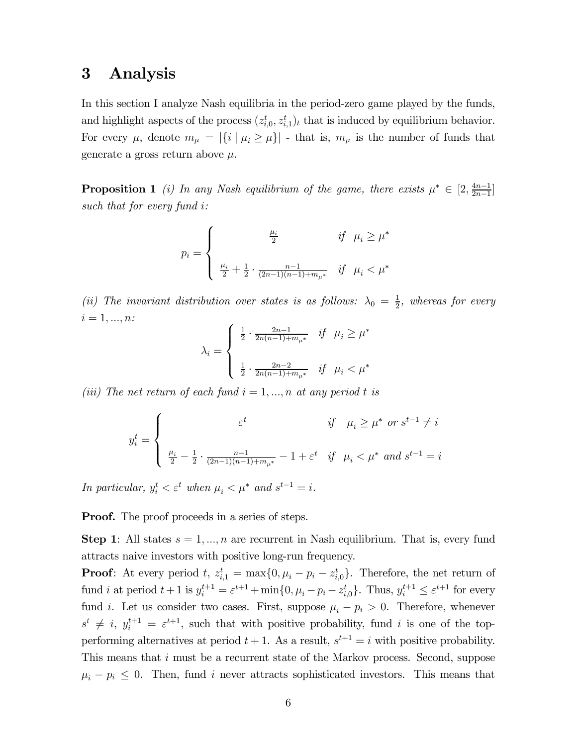# 3 Analysis

In this section I analyze Nash equilibria in the period-zero game played by the funds, and highlight aspects of the process $(z_{i,0}^t, z_{i,1}^t)_t$ that is induced by equilibrium behavior. For every $\mu$, denote $m_\mu = |\{i \mid \mu_i \geq \mu\}|$ - that is, $m_\mu$ is the number of funds that generate a gross return above $\mu$.

**Proposition 1** *(i) In any Nash equilibrium of the game, there exists* $\mu^* \in [2, \frac{4n-1}{2n-1}]$ *such that for every fund* $i$*:*

$$p_i = \begin{cases} \frac{\mu_i}{2} & \text{if } \ \mu_i \geq \mu^* \\ \\ \frac{\mu_i}{2} + \frac{1}{2} \cdot \frac{n-1}{(2n-1)(n-1)+m_{\mu^*}} & \text{if } \ \mu_i < \mu^* \end{cases}$$

*(ii) The invariant distribution over states is as follows:* $\lambda_0 = \frac{1}{2}$*, whereas for every* $i = 1, ..., n$*:*

$$\lambda_i = \begin{cases} \frac{1}{2} \cdot \frac{2n-1}{2n(n-1)+m_{\mu^*}} & \text{if } \ \mu_i \geq \mu^* \\ \\ \frac{1}{2} \cdot \frac{2n-2}{2n(n-1)+m_{\mu^*}} & \text{if } \ \mu_i < \mu^* \end{cases}$$

*(iii) The net return of each fund* $i = 1, ..., n$ *at any period* $t$ *is*

$$y_i^t = \begin{cases} \varepsilon^t & \text{if } \ \ \mu_i \geq \mu^* \text{ or } s^{t-1} \neq i \\ \\ \frac{\mu_i}{2} - \frac{1}{2} \cdot \frac{n-1}{(2n-1)(n-1)+m_{\mu^*}} - 1 + \varepsilon^t & \text{if } \ \ \mu_i < \mu^* \text{ and } s^{t-1} = i \end{cases}$$

*In particular,* $y_i^t < \varepsilon^t$ *when* $\mu_i < \mu^*$ *and* $s^{t-1} = i$*.*

**Proof.** The proof proceeds in a series of steps.

**Step 1**: All states $s = 1, ..., n$ are recurrent in Nash equilibrium. That is, every fund attracts naive investors with positive long-run frequency.

**Proof**: At every period $t$, $z_{i,1}^t = \max\{0, \mu_i - p_i - z_{i,0}^t\}$. Therefore, the net return of fund $i$ at period $t+1$ is $y_i^{t+1} = \varepsilon^{t+1} + \min\{0, \mu_i - p_i - z_{i,0}^t\}$. Thus, $y_i^{t+1} \leq \varepsilon^{t+1}$ for every fund $i$. Let us consider two cases. First, suppose $\mu_i - p_i > 0$. Therefore, whenever $s^t \neq i$, $y_i^{t+1} = \varepsilon^{t+1}$, such that with positive probability, fund $i$ is one of the top-performing alternatives at period $t+1$. As a result, $s^{t+1} = i$ with positive probability. This means that $i$ must be a recurrent state of the Markov process. Second, suppose $\mu_i - p_i \leq 0$. Then, fund $i$ never attracts sophisticated investors. This means that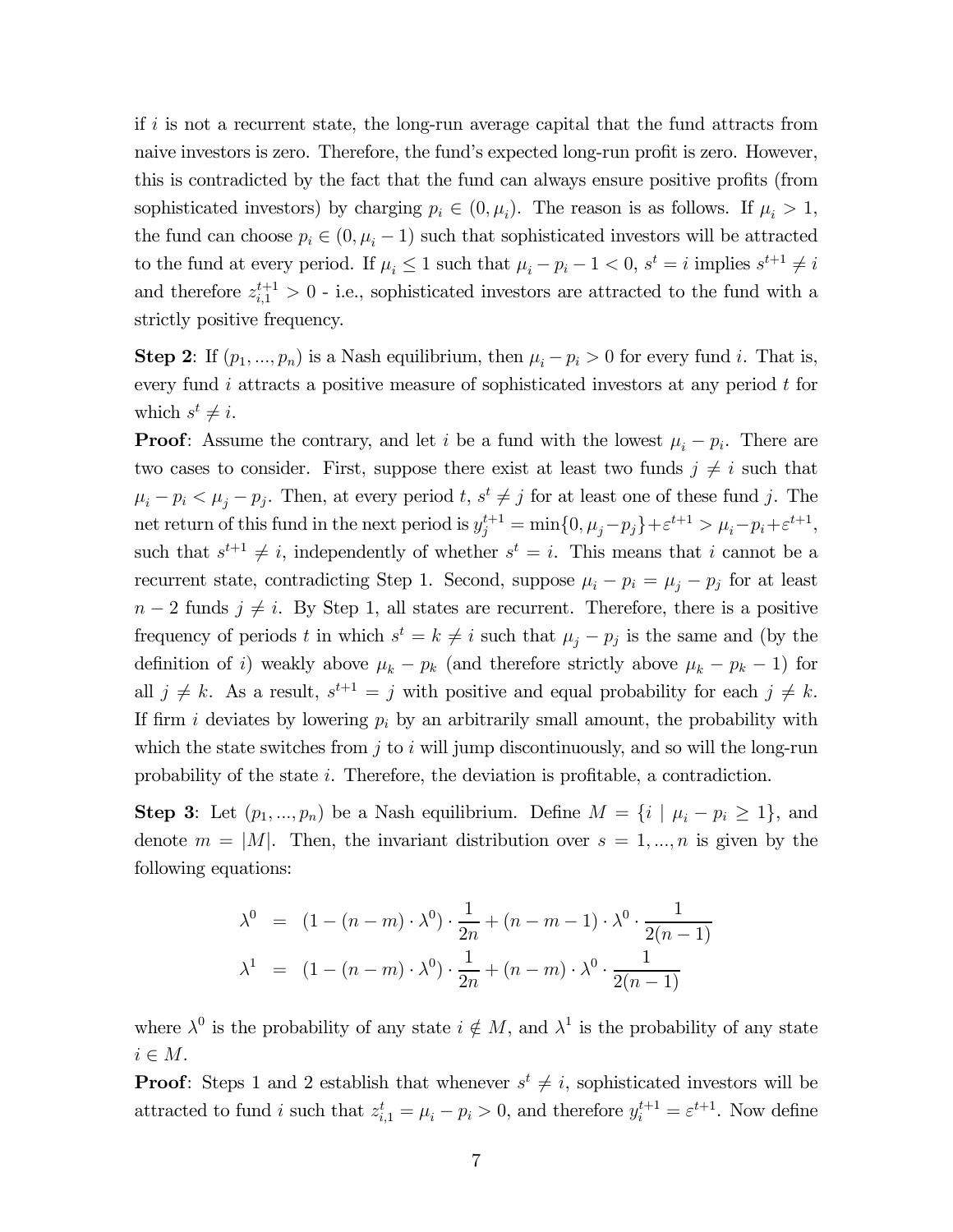if $i$ is not a recurrent state, the long-run average capital that the fund attracts from naive investors is zero. Therefore, the fund's expected long-run profit is zero. However, this is contradicted by the fact that the fund can always ensure positive profits (from sophisticated investors) by charging $p_i \in (0, \mu_i)$. The reason is as follows. If $\mu_i > 1$, the fund can choose $p_i \in (0, \mu_i - 1)$ such that sophisticated investors will be attracted to the fund at every period. If $\mu_i \leq 1$ such that $\mu_i - p_i - 1 < 0$, $s^t = i$ implies $s^{t+1} \neq i$ and therefore $z_{i,1}^{t+1} > 0$ - i.e., sophisticated investors are attracted to the fund with a strictly positive frequency.

**Step 2**: If $(p_1, ..., p_n)$ is a Nash equilibrium, then $\mu_i - p_i > 0$ for every fund $i$. That is, every fund $i$ attracts a positive measure of sophisticated investors at any period $t$ for which $s^t \neq i$.

**Proof**: Assume the contrary, and let $i$ be a fund with the lowest $\mu_i - p_i$. There are two cases to consider. First, suppose there exist at least two funds $j \neq i$ such that $\mu_i - p_i < \mu_j - p_j$. Then, at every period $t$, $s^t \neq j$ for at least one of these fund $j$. The net return of this fund in the next period is $y_j^{t+1} = \min\{0, \mu_j - p_j\} + \varepsilon^{t+1} > \mu_i - p_i + \varepsilon^{t+1}$, such that $s^{t+1} \neq i$, independently of whether $s^t = i$. This means that $i$ cannot be a recurrent state, contradicting Step 1. Second, suppose $\mu_i - p_i = \mu_j - p_j$ for at least $n-2$ funds $j \neq i$. By Step 1, all states are recurrent. Therefore, there is a positive frequency of periods $t$ in which $s^t = k \neq i$ such that $\mu_j - p_j$ is the same and (by the definition of $i$) weakly above $\mu_k - p_k$ (and therefore strictly above $\mu_k - p_k - 1$) for all $j \neq k$. As a result, $s^{t+1} = j$ with positive and equal probability for each $j \neq k$. If firm $i$ deviates by lowering $p_i$ by an arbitrarily small amount, the probability with which the state switches from $j$ to $i$ will jump discontinuously, and so will the long-run probability of the state $i$. Therefore, the deviation is profitable, a contradiction.

**Step 3**: Let $(p_1, ..., p_n)$ be a Nash equilibrium. Define $M = \{i \mid \mu_i - p_i \geq 1\}$, and denote $m = |M|$. Then, the invariant distribution over $s = 1, ..., n$ is given by the following equations:

$$
\begin{aligned}
\lambda^0 &= (1 - (n-m) \cdot \lambda^0) \cdot \frac{1}{2n} + (n - m - 1) \cdot \lambda^0 \cdot \frac{1}{2(n-1)} \\
\lambda^1 &= (1 - (n-m) \cdot \lambda^0) \cdot \frac{1}{2n} + (n - m) \cdot \lambda^0 \cdot \frac{1}{2(n-1)}
\end{aligned}
$$

where $\lambda^0$ is the probability of any state $i \notin M$, and $\lambda^1$ is the probability of any state $i \in M$.

**Proof**: Steps 1 and 2 establish that whenever $s^t \neq i$, sophisticated investors will be attracted to fund $i$ such that $z_{i,1}^t = \mu_i - p_i > 0$, and therefore $y_i^{t+1} = \varepsilon^{t+1}$. Now define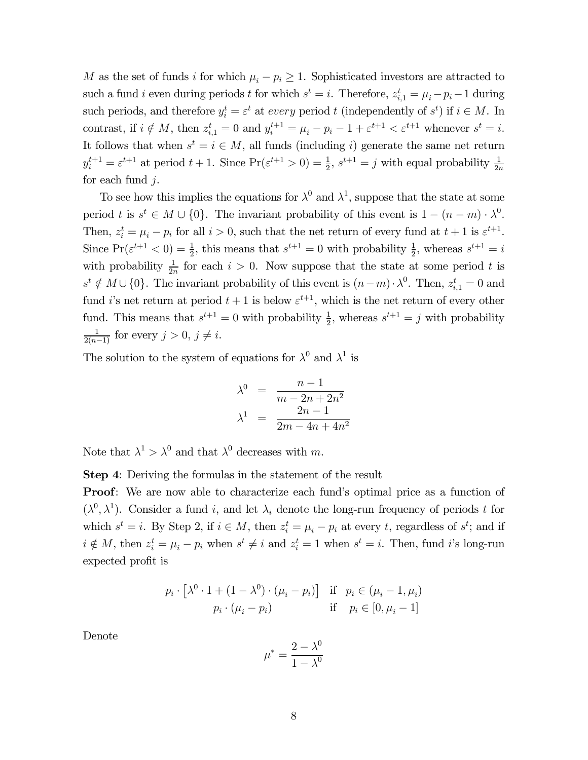$M$ as the set of funds $i$ for which $\mu_i - p_i \geq 1$. Sophisticated investors are attracted to such a fund $i$ even during periods $t$ for which $s^t = i$. Therefore, $z^t_{i,1} = \mu_i - p_i - 1$ during such periods, and therefore $y^t_i = \varepsilon^t$ at *every* period $t$ (independently of $s^t$) if $i \in M$. In contrast, if $i \notin M$, then $z^t_{i,1} = 0$ and $y^{t+1}_i = \mu_i - p_i - 1 + \varepsilon^{t+1} < \varepsilon^{t+1}$ whenever $s^t = i$. It follows that when $s^t = i \in M$, all funds (including $i$) generate the same net return $y^{t+1}_i = \varepsilon^{t+1}$ at period $t+1$. Since $\Pr(\varepsilon^{t+1} > 0) = \frac{1}{2}$, $s^{t+1} = j$ with equal probability $\frac{1}{2n}$ for each fund $j$.

To see how this implies the equations for $\lambda^0$ and $\lambda^1$, suppose that the state at some period $t$ is $s^t \in M \cup \{0\}$. The invariant probability of this event is $1 - (n-m) \cdot \lambda^0$. Then, $z^t_i = \mu_i - p_i$ for all $i > 0$, such that the net return of every fund at $t+1$ is $\varepsilon^{t+1}$. Since $\Pr(\varepsilon^{t+1} < 0) = \frac{1}{2}$, this means that $s^{t+1} = 0$ with probability $\frac{1}{2}$, whereas $s^{t+1} = i$ with probability $\frac{1}{2n}$ for each $i > 0$. Now suppose that the state at some period $t$ is $s^t \notin M \cup \{0\}$. The invariant probability of this event is $(n-m) \cdot \lambda^0$. Then, $z^t_{i,1} = 0$ and fund $i$'s net return at period $t+1$ is below $\varepsilon^{t+1}$, which is the net return of every other fund. This means that $s^{t+1} = 0$ with probability $\frac{1}{2}$, whereas $s^{t+1} = j$ with probability $\frac{1}{2(n-1)}$ for every $j > 0$, $j \neq i$.

The solution to the system of equations for $\lambda^0$ and $\lambda^1$ is

$$
\begin{aligned}
\lambda^0 &= \frac{n-1}{m - 2n + 2n^2} \\
\lambda^1 &= \frac{2n-1}{2m - 4n + 4n^2}
\end{aligned}
$$

Note that $\lambda^1 > \lambda^0$ and that $\lambda^0$ decreases with $m$.

**Step 4**: Deriving the formulas in the statement of the result

**Proof**: We are now able to characterize each fund's optimal price as a function of $(\lambda^0, \lambda^1)$. Consider a fund $i$, and let $\lambda_i$ denote the long-run frequency of periods $t$ for which $s^t = i$. By Step 2, if $i \in M$, then $z^t_i = \mu_i - p_i$ at every $t$, regardless of $s^t$; and if $i \notin M$, then $z^t_i = \mu_i - p_i$ when $s^t \neq i$ and $z^t_i = 1$ when $s^t = i$. Then, fund $i$'s long-run expected profit is

$$
\begin{array}{ll}
p_i \cdot \left[\lambda^0 \cdot 1 + (1 - \lambda^0) \cdot (\mu_i - p_i)\right] & \text{if} \quad p_i \in (\mu_i - 1, \mu_i) \\
p_i \cdot (\mu_i - p_i) & \text{if} \quad p_i \in [0, \mu_i - 1]
\end{array}
$$

Denote

$$
\mu^* = \frac{2 - \lambda^0}{1 - \lambda^0}
$$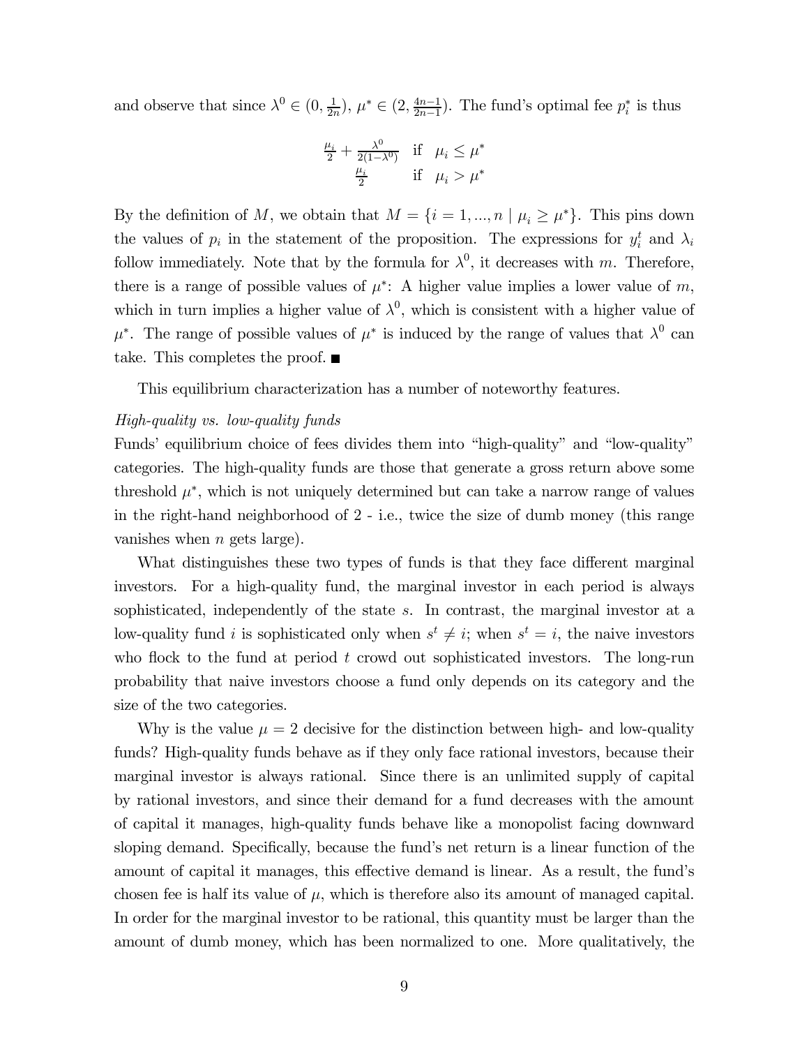and observe that since $\lambda^0 \in (0, \frac{1}{2n})$, $\mu^* \in (2, \frac{4n-1}{2n-1})$. The fund's optimal fee $p_i^*$ is thus

$$\begin{array}{ll} \frac{\mu_i}{2} + \frac{\lambda^0}{2(1-\lambda^0)} & \text{if} \quad \mu_i \leq \mu^* \\ \frac{\mu_i}{2} & \text{if} \quad \mu_i > \mu^* \end{array}$$

By the definition of $M$, we obtain that $M = \{i = 1, ..., n \mid \mu_i \geq \mu^*\}$. This pins down the values of $p_i$ in the statement of the proposition. The expressions for $y_i^t$ and $\lambda_i$ follow immediately. Note that by the formula for $\lambda^0$, it decreases with $m$. Therefore, there is a range of possible values of $\mu^*$: A higher value implies a lower value of $m$, which in turn implies a higher value of $\lambda^0$, which is consistent with a higher value of $\mu^*$. The range of possible values of $\mu^*$ is induced by the range of values that $\lambda^0$ can take. This completes the proof. ■

This equilibrium characterization has a number of noteworthy features.

*High-quality vs. low-quality funds*

Funds' equilibrium choice of fees divides them into "high-quality" and "low-quality" categories. The high-quality funds are those that generate a gross return above some threshold $\mu^*$, which is not uniquely determined but can take a narrow range of values in the right-hand neighborhood of 2 - i.e., twice the size of dumb money (this range vanishes when $n$ gets large).

What distinguishes these two types of funds is that they face different marginal investors. For a high-quality fund, the marginal investor in each period is always sophisticated, independently of the state $s$. In contrast, the marginal investor at a low-quality fund $i$ is sophisticated only when $s^t \neq i$; when $s^t = i$, the naive investors who flock to the fund at period $t$ crowd out sophisticated investors. The long-run probability that naive investors choose a fund only depends on its category and the size of the two categories.

Why is the value $\mu = 2$ decisive for the distinction between high- and low-quality funds? High-quality funds behave as if they only face rational investors, because their marginal investor is always rational. Since there is an unlimited supply of capital by rational investors, and since their demand for a fund decreases with the amount of capital it manages, high-quality funds behave like a monopolist facing downward sloping demand. Specifically, because the fund's net return is a linear function of the amount of capital it manages, this effective demand is linear. As a result, the fund's chosen fee is half its value of $\mu$, which is therefore also its amount of managed capital. In order for the marginal investor to be rational, this quantity must be larger than the amount of dumb money, which has been normalized to one. More qualitatively, the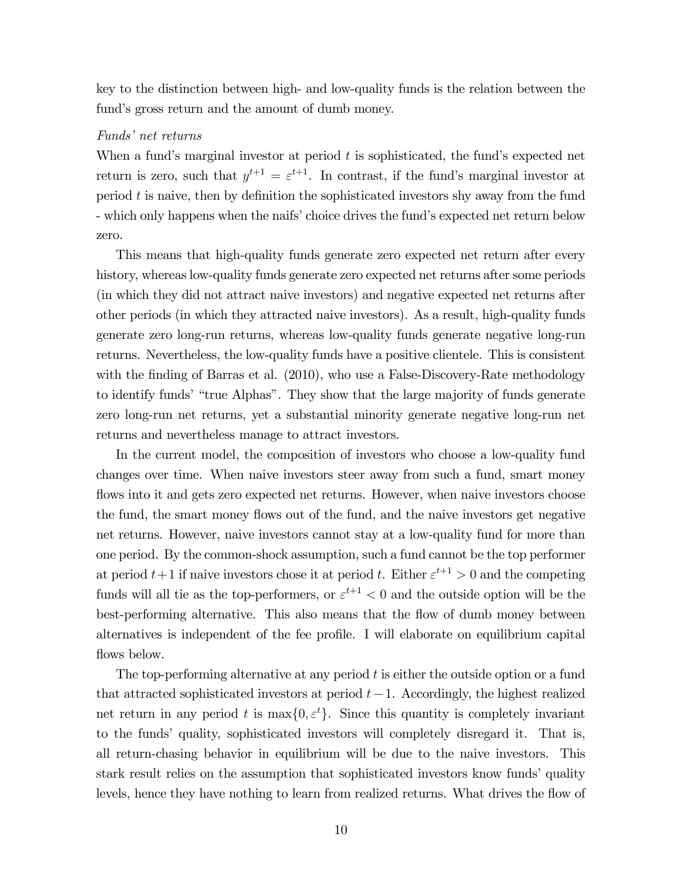key to the distinction between high- and low-quality funds is the relation between the fund's gross return and the amount of dumb money.

*Funds' net returns*

When a fund's marginal investor at period $t$ is sophisticated, the fund's expected net return is zero, such that $y^{t+1} = \varepsilon^{t+1}$. In contrast, if the fund's marginal investor at period $t$ is naive, then by definition the sophisticated investors shy away from the fund - which only happens when the naifs' choice drives the fund's expected net return below zero.

This means that high-quality funds generate zero expected net return after every history, whereas low-quality funds generate zero expected net returns after some periods (in which they did not attract naive investors) and negative expected net returns after other periods (in which they attracted naive investors). As a result, high-quality funds generate zero long-run returns, whereas low-quality funds generate negative long-run returns. Nevertheless, the low-quality funds have a positive clientele. This is consistent with the finding of Barras et al. (2010), who use a False-Discovery-Rate methodology to identify funds' "true Alphas". They show that the large majority of funds generate zero long-run net returns, yet a substantial minority generate negative long-run net returns and nevertheless manage to attract investors.

In the current model, the composition of investors who choose a low-quality fund changes over time. When naive investors steer away from such a fund, smart money flows into it and gets zero expected net returns. However, when naive investors choose the fund, the smart money flows out of the fund, and the naive investors get negative net returns. However, naive investors cannot stay at a low-quality fund for more than one period. By the common-shock assumption, such a fund cannot be the top performer at period $t+1$ if naive investors chose it at period $t$. Either $\varepsilon^{t+1} > 0$ and the competing funds will all tie as the top-performers, or $\varepsilon^{t+1} < 0$ and the outside option will be the best-performing alternative. This also means that the flow of dumb money between alternatives is independent of the fee profile. I will elaborate on equilibrium capital flows below.

The top-performing alternative at any period $t$ is either the outside option or a fund that attracted sophisticated investors at period $t-1$. Accordingly, the highest realized net return in any period $t$ is $\max\{0, \varepsilon^t\}$. Since this quantity is completely invariant to the funds' quality, sophisticated investors will completely disregard it. That is, all return-chasing behavior in equilibrium will be due to the naive investors. This stark result relies on the assumption that sophisticated investors know funds' quality levels, hence they have nothing to learn from realized returns. What drives the flow of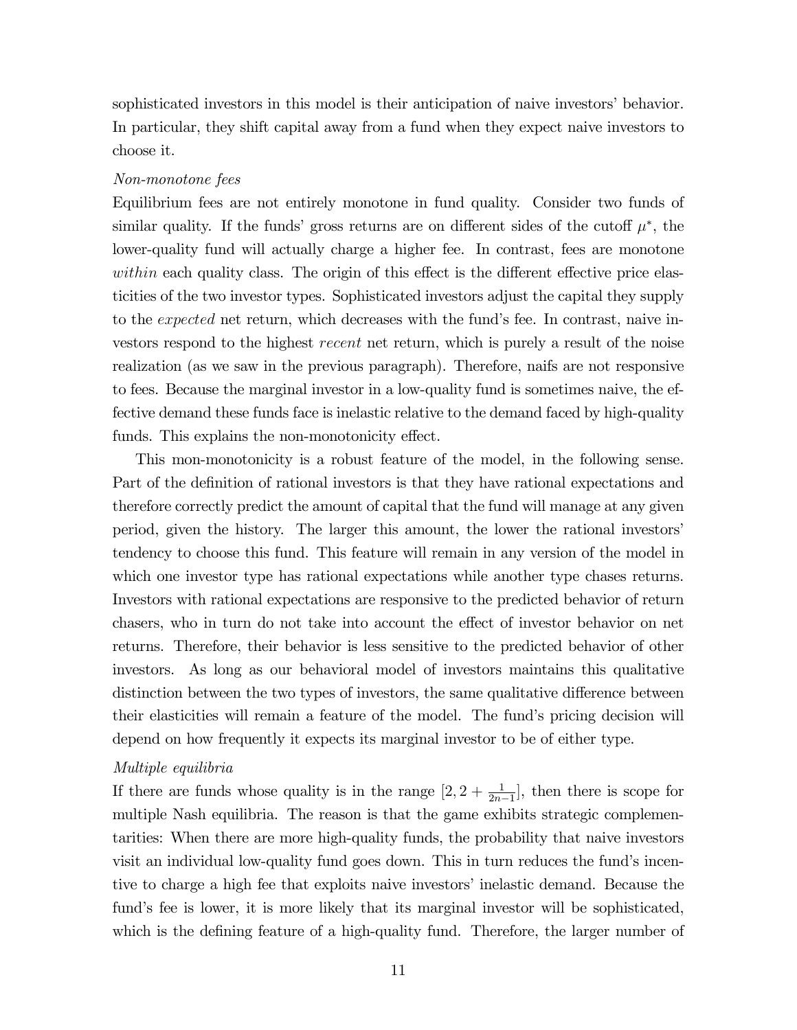sophisticated investors in this model is their anticipation of naive investors' behavior. In particular, they shift capital away from a fund when they expect naive investors to choose it.

*Non-monotone fees*

Equilibrium fees are not entirely monotone in fund quality. Consider two funds of similar quality. If the funds' gross returns are on different sides of the cutoff $\mu^*$, the lower-quality fund will actually charge a higher fee. In contrast, fees are monotone *within* each quality class. The origin of this effect is the different effective price elasticities of the two investor types. Sophisticated investors adjust the capital they supply to the *expected* net return, which decreases with the fund's fee. In contrast, naive investors respond to the highest *recent* net return, which is purely a result of the noise realization (as we saw in the previous paragraph). Therefore, naifs are not responsive to fees. Because the marginal investor in a low-quality fund is sometimes naive, the effective demand these funds face is inelastic relative to the demand faced by high-quality funds. This explains the non-monotonicity effect.

This mon-monotonicity is a robust feature of the model, in the following sense. Part of the definition of rational investors is that they have rational expectations and therefore correctly predict the amount of capital that the fund will manage at any given period, given the history. The larger this amount, the lower the rational investors' tendency to choose this fund. This feature will remain in any version of the model in which one investor type has rational expectations while another type chases returns. Investors with rational expectations are responsive to the predicted behavior of return chasers, who in turn do not take into account the effect of investor behavior on net returns. Therefore, their behavior is less sensitive to the predicted behavior of other investors. As long as our behavioral model of investors maintains this qualitative distinction between the two types of investors, the same qualitative difference between their elasticities will remain a feature of the model. The fund's pricing decision will depend on how frequently it expects its marginal investor to be of either type.

*Multiple equilibria*

If there are funds whose quality is in the range $[2, 2 + \frac{1}{2n-1}]$, then there is scope for multiple Nash equilibria. The reason is that the game exhibits strategic complementarities: When there are more high-quality funds, the probability that naive investors visit an individual low-quality fund goes down. This in turn reduces the fund's incentive to charge a high fee that exploits naive investors' inelastic demand. Because the fund's fee is lower, it is more likely that its marginal investor will be sophisticated, which is the defining feature of a high-quality fund. Therefore, the larger number of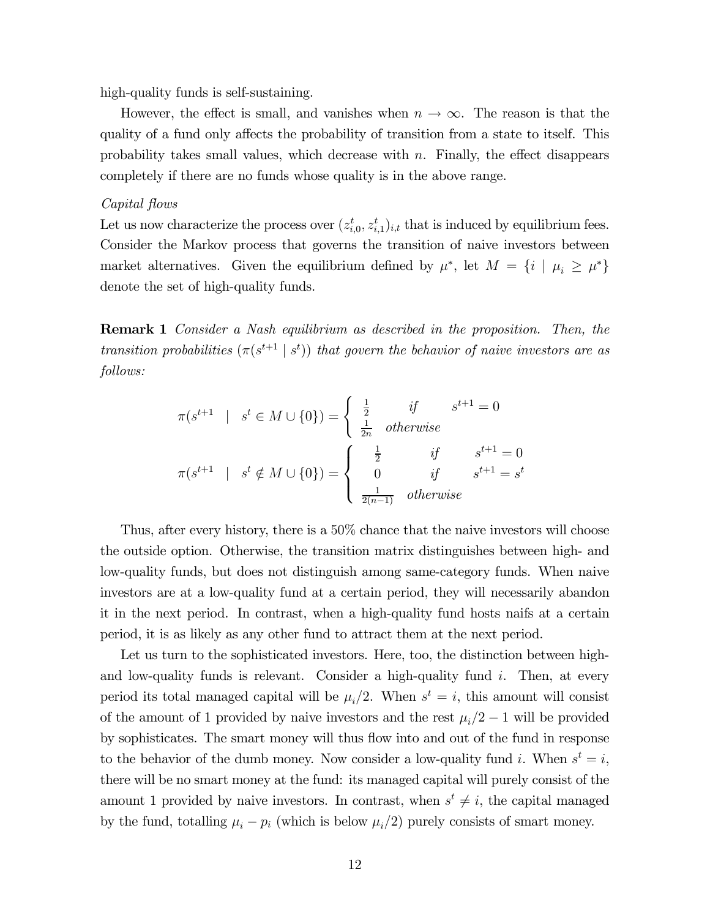high-quality funds is self-sustaining.

However, the effect is small, and vanishes when $n \to \infty$. The reason is that the quality of a fund only affects the probability of transition from a state to itself. This probability takes small values, which decrease with $n$. Finally, the effect disappears completely if there are no funds whose quality is in the above range.

*Capital flows*

Let us now characterize the process over $(z^t_{i,0}, z^t_{i,1})_{i,t}$ that is induced by equilibrium fees. Consider the Markov process that governs the transition of naive investors between market alternatives. Given the equilibrium defined by $\mu^*$, let $M = \{i \mid \mu_i \geq \mu^*\}$ denote the set of high-quality funds.

**Remark 1** *Consider a Nash equilibrium as described in the proposition. Then, the transition probabilities $(\pi(s^{t+1} \mid s^t))$ that govern the behavior of naive investors are as follows:*

$$\pi(s^{t+1} \mid s^t \in M \cup \{0\}) = \begin{cases} \frac{1}{2} & \text{if} \quad s^{t+1} = 0 \\ \frac{1}{2n} & \text{otherwise} \end{cases}$$

$$\pi(s^{t+1} \mid s^t \notin M \cup \{0\}) = \begin{cases} \frac{1}{2} & \text{if} \quad s^{t+1} = 0 \\ 0 & \text{if} \quad s^{t+1} = s^t \\ \frac{1}{2(n-1)} & \text{otherwise} \end{cases}$$

Thus, after every history, there is a 50% chance that the naive investors will choose the outside option. Otherwise, the transition matrix distinguishes between high- and low-quality funds, but does not distinguish among same-category funds. When naive investors are at a low-quality fund at a certain period, they will necessarily abandon it in the next period. In contrast, when a high-quality fund hosts naifs at a certain period, it is as likely as any other fund to attract them at the next period.

Let us turn to the sophisticated investors. Here, too, the distinction between high- and low-quality funds is relevant. Consider a high-quality fund $i$. Then, at every period its total managed capital will be $\mu_i/2$. When $s^t = i$, this amount will consist of the amount of 1 provided by naive investors and the rest $\mu_i/2 - 1$ will be provided by sophisticates. The smart money will thus flow into and out of the fund in response to the behavior of the dumb money. Now consider a low-quality fund $i$. When $s^t = i$, there will be no smart money at the fund: its managed capital will purely consist of the amount 1 provided by naive investors. In contrast, when $s^t \neq i$, the capital managed by the fund, totalling $\mu_i - p_i$ (which is below $\mu_i/2$) purely consists of smart money.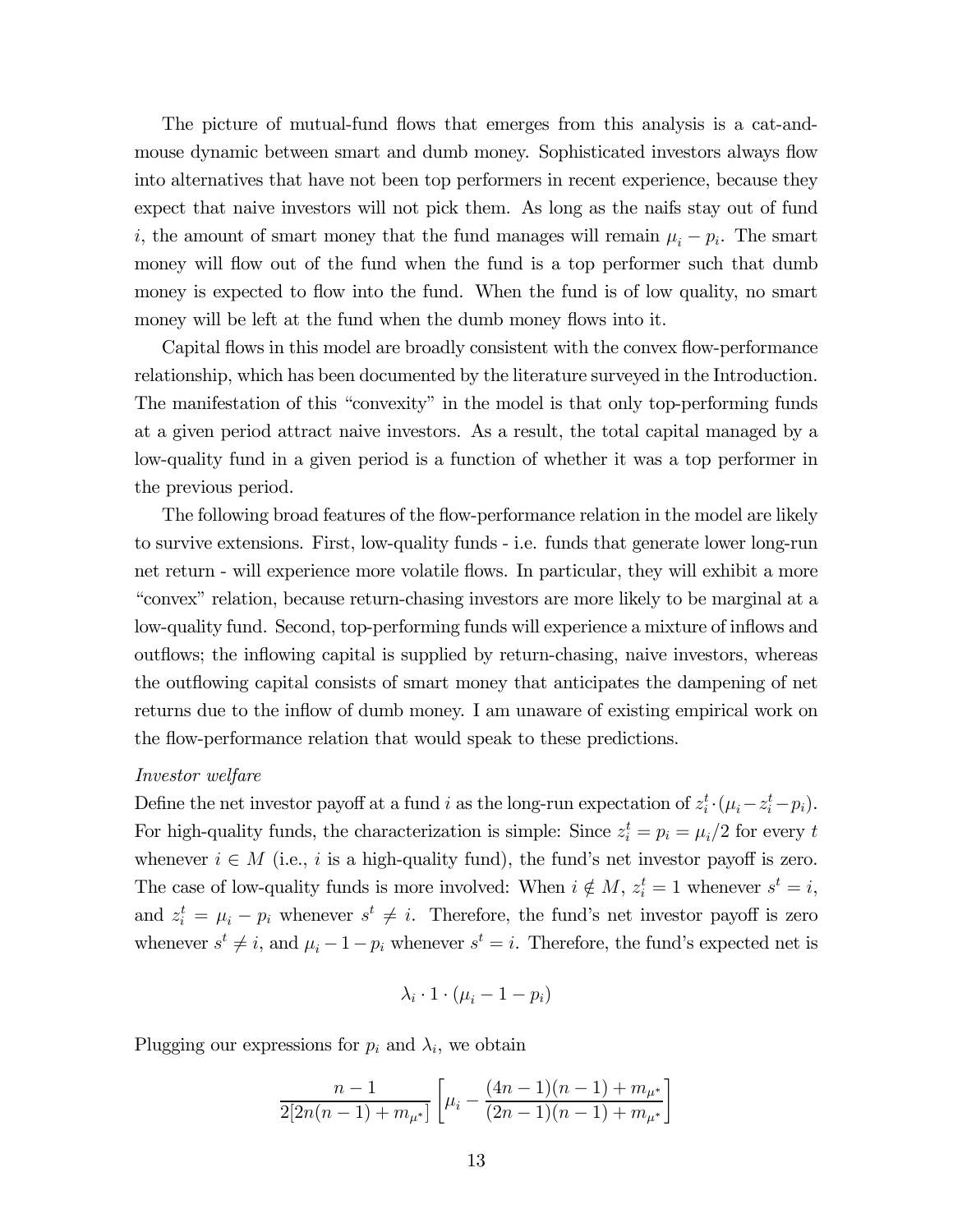The picture of mutual-fund flows that emerges from this analysis is a cat-and-mouse dynamic between smart and dumb money. Sophisticated investors always flow into alternatives that have not been top performers in recent experience, because they expect that naive investors will not pick them. As long as the naifs stay out of fund $i$, the amount of smart money that the fund manages will remain $\mu_i - p_i$. The smart money will flow out of the fund when the fund is a top performer such that dumb money is expected to flow into the fund. When the fund is of low quality, no smart money will be left at the fund when the dumb money flows into it.

Capital flows in this model are broadly consistent with the convex flow-performance relationship, which has been documented by the literature surveyed in the Introduction. The manifestation of this "convexity" in the model is that only top-performing funds at a given period attract naive investors. As a result, the total capital managed by a low-quality fund in a given period is a function of whether it was a top performer in the previous period.

The following broad features of the flow-performance relation in the model are likely to survive extensions. First, low-quality funds - i.e. funds that generate lower long-run net return - will experience more volatile flows. In particular, they will exhibit a more "convex" relation, because return-chasing investors are more likely to be marginal at a low-quality fund. Second, top-performing funds will experience a mixture of inflows and outflows; the inflowing capital is supplied by return-chasing, naive investors, whereas the outflowing capital consists of smart money that anticipates the dampening of net returns due to the inflow of dumb money. I am unaware of existing empirical work on the flow-performance relation that would speak to these predictions.

*Investor welfare*

Define the net investor payoff at a fund $i$ as the long-run expectation of $z_i^t \cdot (\mu_i - z_i^t - p_i)$. For high-quality funds, the characterization is simple: Since $z_i^t = p_i = \mu_i/2$ for every $t$ whenever $i \in M$ (i.e., $i$ is a high-quality fund), the fund's net investor payoff is zero. The case of low-quality funds is more involved: When $i \notin M$, $z_i^t = 1$ whenever $s^t = i$, and $z_i^t = \mu_i - p_i$ whenever $s^t \neq i$. Therefore, the fund's net investor payoff is zero whenever $s^t \neq i$, and $\mu_i - 1 - p_i$ whenever $s^t = i$. Therefore, the fund's expected net is

$$\lambda_i \cdot 1 \cdot (\mu_i - 1 - p_i)$$

Plugging our expressions for $p_i$ and $\lambda_i$, we obtain

$$\frac{n-1}{2[2n(n-1) + m_{\mu^*}]} \left[ \mu_i - \frac{(4n-1)(n-1) + m_{\mu^*}}{(2n-1)(n-1) + m_{\mu^*}} \right]$$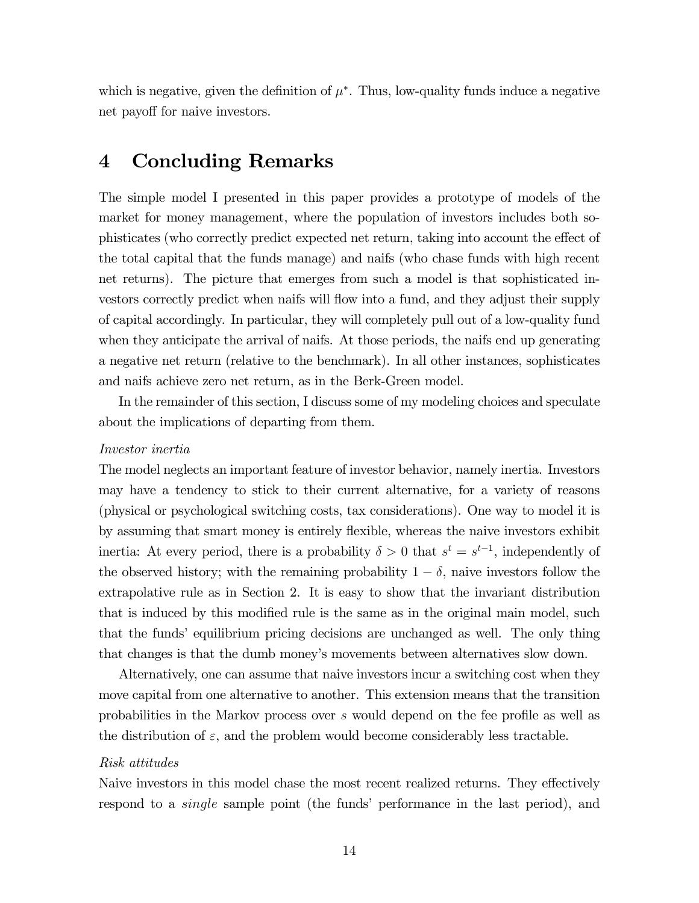which is negative, given the definition of $\mu^*$. Thus, low-quality funds induce a negative net payoff for naive investors.

# 4 Concluding Remarks

The simple model I presented in this paper provides a prototype of models of the market for money management, where the population of investors includes both sophisticates (who correctly predict expected net return, taking into account the effect of the total capital that the funds manage) and naifs (who chase funds with high recent net returns). The picture that emerges from such a model is that sophisticated investors correctly predict when naifs will flow into a fund, and they adjust their supply of capital accordingly. In particular, they will completely pull out of a low-quality fund when they anticipate the arrival of naifs. At those periods, the naifs end up generating a negative net return (relative to the benchmark). In all other instances, sophisticates and naifs achieve zero net return, as in the Berk-Green model.

In the remainder of this section, I discuss some of my modeling choices and speculate about the implications of departing from them.

*Investor inertia*

The model neglects an important feature of investor behavior, namely inertia. Investors may have a tendency to stick to their current alternative, for a variety of reasons (physical or psychological switching costs, tax considerations). One way to model it is by assuming that smart money is entirely flexible, whereas the naive investors exhibit inertia: At every period, there is a probability $\delta > 0$ that $s^t = s^{t-1}$, independently of the observed history; with the remaining probability $1 - \delta$, naive investors follow the extrapolative rule as in Section 2. It is easy to show that the invariant distribution that is induced by this modified rule is the same as in the original main model, such that the funds' equilibrium pricing decisions are unchanged as well. The only thing that changes is that the dumb money's movements between alternatives slow down.

Alternatively, one can assume that naive investors incur a switching cost when they move capital from one alternative to another. This extension means that the transition probabilities in the Markov process over $s$ would depend on the fee profile as well as the distribution of $\varepsilon$, and the problem would become considerably less tractable.

*Risk attitudes*

Naive investors in this model chase the most recent realized returns. They effectively respond to a *single* sample point (the funds' performance in the last period), and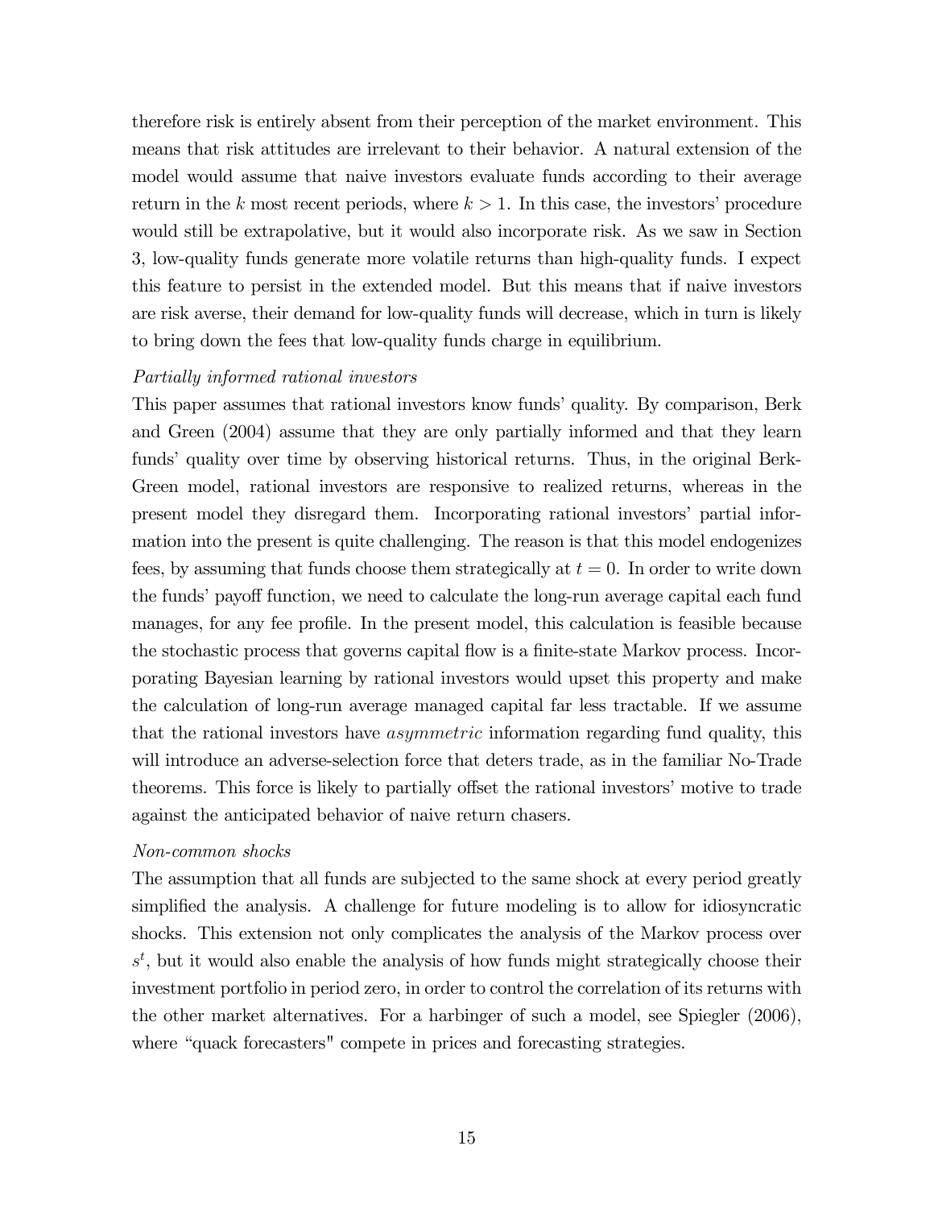therefore risk is entirely absent from their perception of the market environment. This means that risk attitudes are irrelevant to their behavior. A natural extension of the model would assume that naive investors evaluate funds according to their average return in the $k$ most recent periods, where $k > 1$. In this case, the investors' procedure would still be extrapolative, but it would also incorporate risk. As we saw in Section 3, low-quality funds generate more volatile returns than high-quality funds. I expect this feature to persist in the extended model. But this means that if naive investors are risk averse, their demand for low-quality funds will decrease, which in turn is likely to bring down the fees that low-quality funds charge in equilibrium.

*Partially informed rational investors*

This paper assumes that rational investors know funds' quality. By comparison, Berk and Green (2004) assume that they are only partially informed and that they learn funds' quality over time by observing historical returns. Thus, in the original Berk-Green model, rational investors are responsive to realized returns, whereas in the present model they disregard them. Incorporating rational investors' partial information into the present is quite challenging. The reason is that this model endogenizes fees, by assuming that funds choose them strategically at $t = 0$. In order to write down the funds' payoff function, we need to calculate the long-run average capital each fund manages, for any fee profile. In the present model, this calculation is feasible because the stochastic process that governs capital flow is a finite-state Markov process. Incorporating Bayesian learning by rational investors would upset this property and make the calculation of long-run average managed capital far less tractable. If we assume that the rational investors have *asymmetric* information regarding fund quality, this will introduce an adverse-selection force that deters trade, as in the familiar No-Trade theorems. This force is likely to partially offset the rational investors' motive to trade against the anticipated behavior of naive return chasers.

*Non-common shocks*

The assumption that all funds are subjected to the same shock at every period greatly simplified the analysis. A challenge for future modeling is to allow for idiosyncratic shocks. This extension not only complicates the analysis of the Markov process over $s^t$, but it would also enable the analysis of how funds might strategically choose their investment portfolio in period zero, in order to control the correlation of its returns with the other market alternatives. For a harbinger of such a model, see Spiegler (2006), where "quack forecasters" compete in prices and forecasting strategies.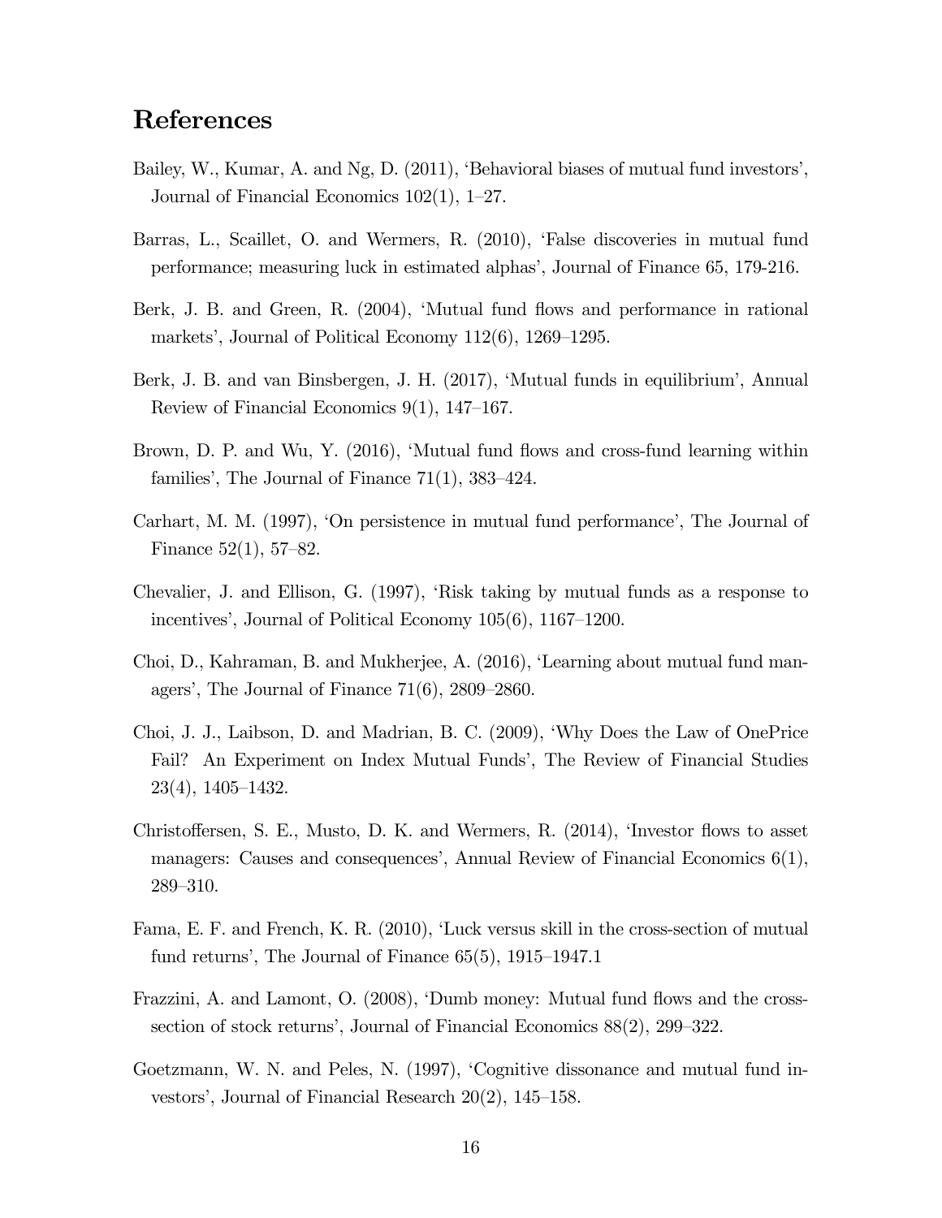## References

Bailey, W., Kumar, A. and Ng, D. (2011), 'Behavioral biases of mutual fund investors', Journal of Financial Economics 102(1), 1–27.

Barras, L., Scaillet, O. and Wermers, R. (2010), 'False discoveries in mutual fund performance; measuring luck in estimated alphas', Journal of Finance 65, 179-216.

Berk, J. B. and Green, R. (2004), 'Mutual fund flows and performance in rational markets', Journal of Political Economy 112(6), 1269–1295.

Berk, J. B. and van Binsbergen, J. H. (2017), 'Mutual funds in equilibrium', Annual Review of Financial Economics 9(1), 147–167.

Brown, D. P. and Wu, Y. (2016), 'Mutual fund flows and cross-fund learning within families', The Journal of Finance 71(1), 383–424.

Carhart, M. M. (1997), 'On persistence in mutual fund performance', The Journal of Finance 52(1), 57–82.

Chevalier, J. and Ellison, G. (1997), 'Risk taking by mutual funds as a response to incentives', Journal of Political Economy 105(6), 1167–1200.

Choi, D., Kahraman, B. and Mukherjee, A. (2016), 'Learning about mutual fund managers', The Journal of Finance 71(6), 2809–2860.

Choi, J. J., Laibson, D. and Madrian, B. C. (2009), 'Why Does the Law of OnePrice Fail? An Experiment on Index Mutual Funds', The Review of Financial Studies 23(4), 1405–1432.

Christoffersen, S. E., Musto, D. K. and Wermers, R. (2014), 'Investor flows to asset managers: Causes and consequences', Annual Review of Financial Economics 6(1), 289–310.

Fama, E. F. and French, K. R. (2010), 'Luck versus skill in the cross-section of mutual fund returns', The Journal of Finance 65(5), 1915–1947.1

Frazzini, A. and Lamont, O. (2008), 'Dumb money: Mutual fund flows and the cross-section of stock returns', Journal of Financial Economics 88(2), 299–322.

Goetzmann, W. N. and Peles, N. (1997), 'Cognitive dissonance and mutual fund investors', Journal of Financial Research 20(2), 145–158.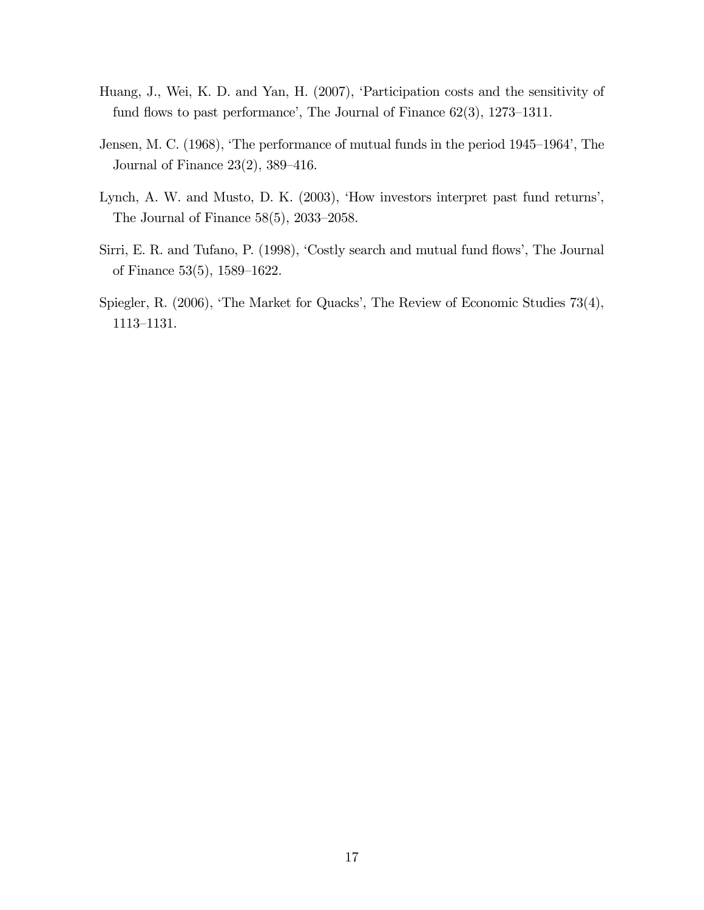Huang, J., Wei, K. D. and Yan, H. (2007), 'Participation costs and the sensitivity of fund flows to past performance', The Journal of Finance 62(3), 1273–1311.

Jensen, M. C. (1968), 'The performance of mutual funds in the period 1945–1964', The Journal of Finance 23(2), 389–416.

Lynch, A. W. and Musto, D. K. (2003), 'How investors interpret past fund returns', The Journal of Finance 58(5), 2033–2058.

Sirri, E. R. and Tufano, P. (1998), 'Costly search and mutual fund flows', The Journal of Finance 53(5), 1589–1622.

Spiegler, R. (2006), 'The Market for Quacks', The Review of Economic Studies 73(4), 1113–1131.